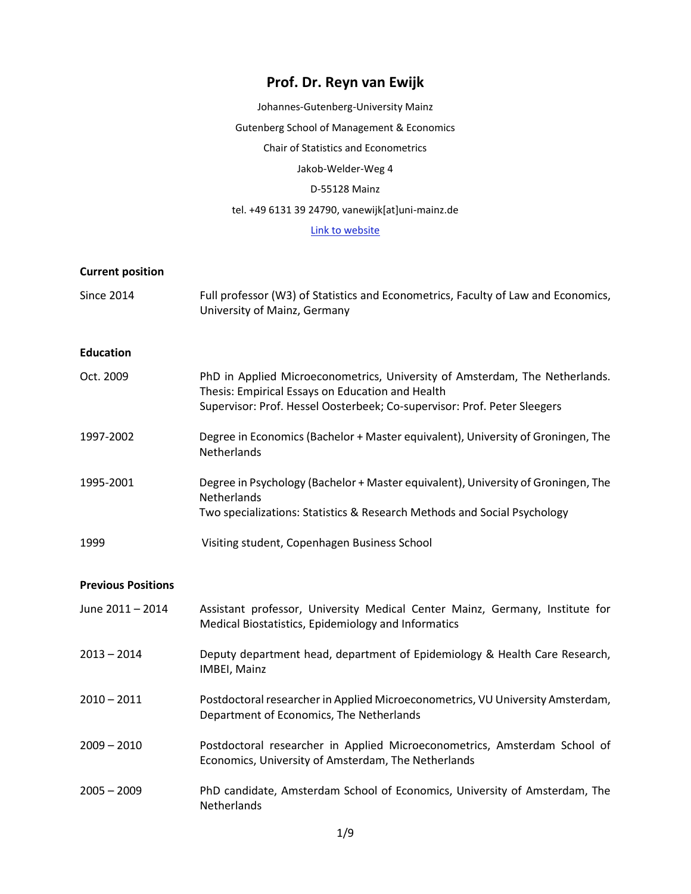# Prof. Dr. Reyn van Ewijk

Johannes-Gutenberg-University Mainz

Gutenberg School of Management & Economics

Chair of Statistics and Econometrics

Jakob-Welder-Weg 4

D-55128 Mainz

tel. +49 6131 39 24790, vanewijk[at]uni-mainz.de

Link to website

## Current position

| | |
|---|---|
| Since 2014 | Full professor (W3) of Statistics and Econometrics, Faculty of Law and Economics, University of Mainz, Germany |

## Education

| | |
|---|---|
| Oct. 2009 | PhD in Applied Microeconometrics, University of Amsterdam, The Netherlands. Thesis: Empirical Essays on Education and Health<br>Supervisor: Prof. Hessel Oosterbeek; Co-supervisor: Prof. Peter Sleegers |
| 1997-2002 | Degree in Economics (Bachelor + Master equivalent), University of Groningen, The Netherlands |
| 1995-2001 | Degree in Psychology (Bachelor + Master equivalent), University of Groningen, The Netherlands<br>Two specializations: Statistics & Research Methods and Social Psychology |
| 1999 | Visiting student, Copenhagen Business School |

## Previous Positions

| | |
|---|---|
| June 2011 – 2014 | Assistant professor, University Medical Center Mainz, Germany, Institute for Medical Biostatistics, Epidemiology and Informatics |
| 2013 – 2014 | Deputy department head, department of Epidemiology & Health Care Research, IMBEI, Mainz |
| 2010 – 2011 | Postdoctoral researcher in Applied Microeconometrics, VU University Amsterdam, Department of Economics, The Netherlands |
| 2009 – 2010 | Postdoctoral researcher in Applied Microeconometrics, Amsterdam School of Economics, University of Amsterdam, The Netherlands |
| 2005 – 2009 | PhD candidate, Amsterdam School of Economics, University of Amsterdam, The Netherlands |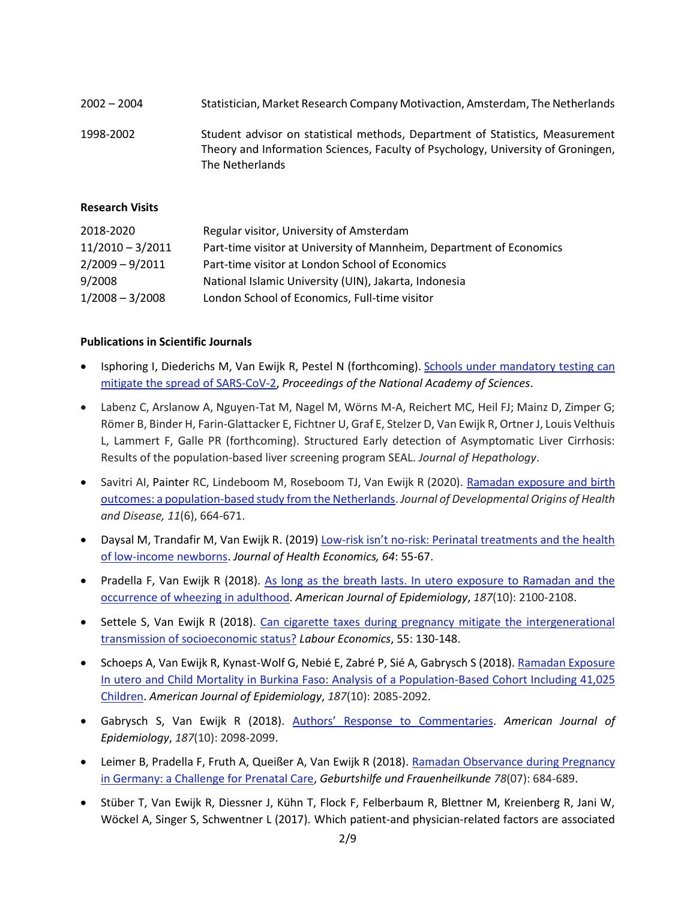| | |
|---|---|
| 2002 – 2004 | Statistician, Market Research Company Motivaction, Amsterdam, The Netherlands |
| 1998-2002 | Student advisor on statistical methods, Department of Statistics, Measurement Theory and Information Sciences, Faculty of Psychology, University of Groningen, The Netherlands |

**Research Visits**

| | |
|---|---|
| 2018-2020 | Regular visitor, University of Amsterdam |
| 11/2010 – 3/2011 | Part-time visitor at University of Mannheim, Department of Economics |
| 2/2009 – 9/2011 | Part-time visitor at London School of Economics |
| 9/2008 | National Islamic University (UIN), Jakarta, Indonesia |
| 1/2008 – 3/2008 | London School of Economics, Full-time visitor |

**Publications in Scientific Journals**

- Isphoring I, Diederichs M, Van Ewijk R, Pestel N (forthcoming). Schools under mandatory testing can mitigate the spread of SARS-CoV-2, *Proceedings of the National Academy of Sciences*.
- Labenz C, Arslanow A, Nguyen-Tat M, Nagel M, Wörns M-A, Reichert MC, Heil FJ; Mainz D, Zimper G; Römer B, Binder H, Farin-Glattacker E, Fichtner U, Graf E, Stelzer D, Van Ewijk R, Ortner J, Louis Velthuis L, Lammert F, Galle PR (forthcoming). Structured Early detection of Asymptomatic Liver Cirrhosis: Results of the population-based liver screening program SEAL. *Journal of Hepathology*.
- Savitri AI, Painter RC, Lindeboom M, Roseboom TJ, Van Ewijk R (2020). Ramadan exposure and birth outcomes: a population-based study from the Netherlands. *Journal of Developmental Origins of Health and Disease, 11*(6), 664-671.
- Daysal M, Trandafir M, Van Ewijk R. (2019) Low-risk isn't no-risk: Perinatal treatments and the health of low-income newborns. *Journal of Health Economics, 64*: 55-67.
- Pradella F, Van Ewijk R (2018). As long as the breath lasts. In utero exposure to Ramadan and the occurrence of wheezing in adulthood. *American Journal of Epidemiology*, *187*(10): 2100-2108.
- Settele S, Van Ewijk R (2018). Can cigarette taxes during pregnancy mitigate the intergenerational transmission of socioeconomic status? *Labour Economics*, 55: 130-148.
- Schoeps A, Van Ewijk R, Kynast-Wolf G, Nebié E, Zabré P, Sié A, Gabrysch S (2018). Ramadan Exposure In utero and Child Mortality in Burkina Faso: Analysis of a Population-Based Cohort Including 41,025 Children. *American Journal of Epidemiology*, *187*(10): 2085-2092.
- Gabrysch S, Van Ewijk R (2018). Authors' Response to Commentaries. *American Journal of Epidemiology*, *187*(10): 2098-2099.
- Leimer B, Pradella F, Fruth A, Queißer A, Van Ewijk R (2018). Ramadan Observance during Pregnancy in Germany: a Challenge for Prenatal Care, *Geburtshilfe und Frauenheilkunde 78*(07): 684-689.
- Stüber T, Van Ewijk R, Diessner J, Kühn T, Flock F, Felberbaum R, Blettner M, Kreienberg R, Jani W, Wöckel A, Singer S, Schwentner L (2017). Which patient-and physician-related factors are associated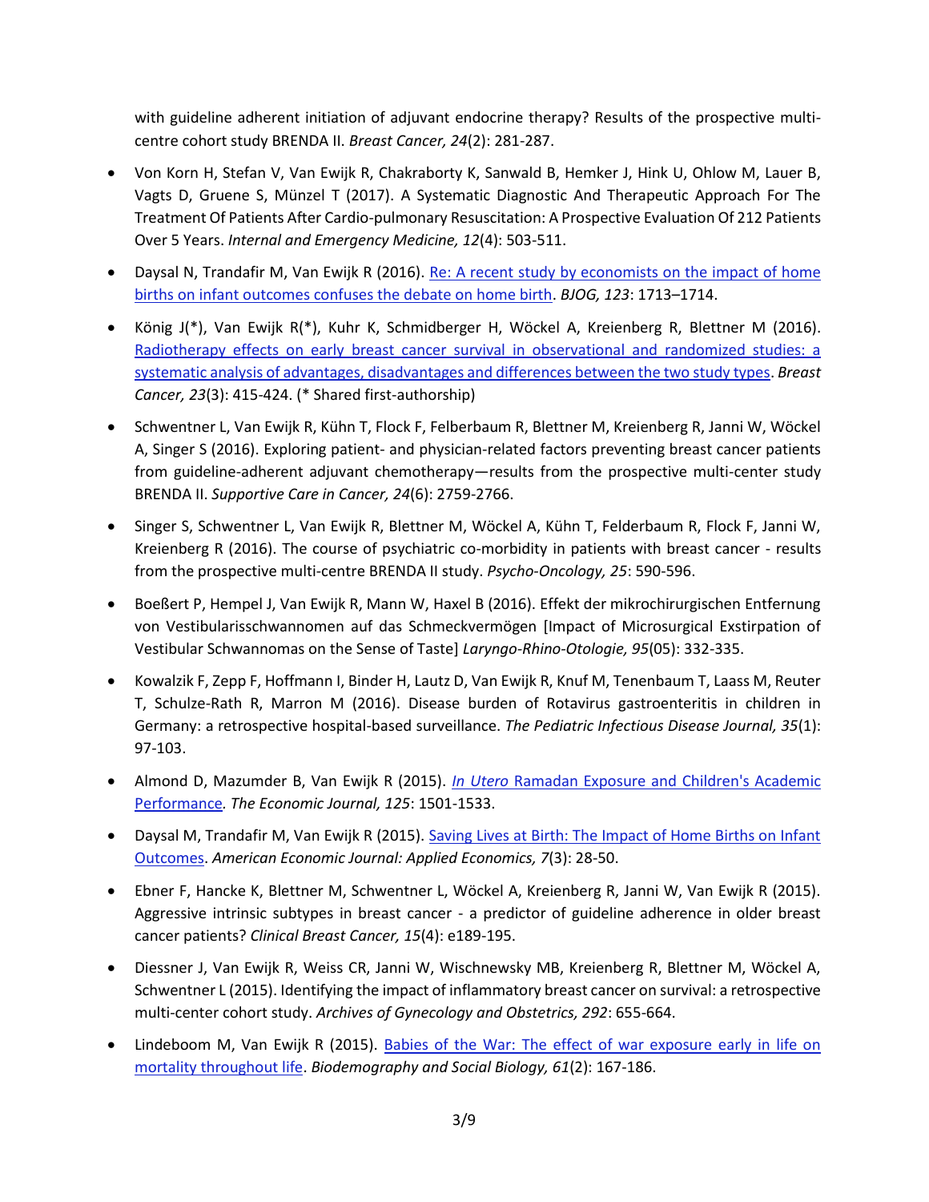with guideline adherent initiation of adjuvant endocrine therapy? Results of the prospective multi-centre cohort study BRENDA II. *Breast Cancer, 24*(2): 281-287.

- Von Korn H, Stefan V, Van Ewijk R, Chakraborty K, Sanwald B, Hemker J, Hink U, Ohlow M, Lauer B, Vagts D, Gruene S, Münzel T (2017). A Systematic Diagnostic And Therapeutic Approach For The Treatment Of Patients After Cardio-pulmonary Resuscitation: A Prospective Evaluation Of 212 Patients Over 5 Years. *Internal and Emergency Medicine, 12*(4): 503-511.
- Daysal N, Trandafir M, Van Ewijk R (2016). Re: A recent study by economists on the impact of home births on infant outcomes confuses the debate on home birth. *BJOG, 123*: 1713–1714.
- König J(*), Van Ewijk R(*), Kuhr K, Schmidberger H, Wöckel A, Kreienberg R, Blettner M (2016). Radiotherapy effects on early breast cancer survival in observational and randomized studies: a systematic analysis of advantages, disadvantages and differences between the two study types. *Breast Cancer, 23*(3): 415-424. (* Shared first-authorship)
- Schwentner L, Van Ewijk R, Kühn T, Flock F, Felberbaum R, Blettner M, Kreienberg R, Janni W, Wöckel A, Singer S (2016). Exploring patient- and physician-related factors preventing breast cancer patients from guideline-adherent adjuvant chemotherapy—results from the prospective multi-center study BRENDA II. *Supportive Care in Cancer, 24*(6): 2759-2766.
- Singer S, Schwentner L, Van Ewijk R, Blettner M, Wöckel A, Kühn T, Felderbaum R, Flock F, Janni W, Kreienberg R (2016). The course of psychiatric co-morbidity in patients with breast cancer - results from the prospective multi-centre BRENDA II study. *Psycho-Oncology, 25*: 590-596.
- Boeßert P, Hempel J, Van Ewijk R, Mann W, Haxel B (2016). Effekt der mikrochirurgischen Entfernung von Vestibularisschwannomen auf das Schmeckvermögen [Impact of Microsurgical Exstirpation of Vestibular Schwannomas on the Sense of Taste] *Laryngo-Rhino-Otologie, 95*(05): 332-335.
- Kowalzik F, Zepp F, Hoffmann I, Binder H, Lautz D, Van Ewijk R, Knuf M, Tenenbaum T, Laass M, Reuter T, Schulze-Rath R, Marron M (2016). Disease burden of Rotavirus gastroenteritis in children in Germany: a retrospective hospital-based surveillance. *The Pediatric Infectious Disease Journal, 35*(1): 97-103.
- Almond D, Mazumder B, Van Ewijk R (2015). *In Utero* Ramadan Exposure and Children's Academic Performance. *The Economic Journal, 125*: 1501-1533.
- Daysal M, Trandafir M, Van Ewijk R (2015). Saving Lives at Birth: The Impact of Home Births on Infant Outcomes. *American Economic Journal: Applied Economics, 7*(3): 28-50.
- Ebner F, Hancke K, Blettner M, Schwentner L, Wöckel A, Kreienberg R, Janni W, Van Ewijk R (2015). Aggressive intrinsic subtypes in breast cancer - a predictor of guideline adherence in older breast cancer patients? *Clinical Breast Cancer, 15*(4): e189-195.
- Diessner J, Van Ewijk R, Weiss CR, Janni W, Wischnewsky MB, Kreienberg R, Blettner M, Wöckel A, Schwentner L (2015). Identifying the impact of inflammatory breast cancer on survival: a retrospective multi-center cohort study. *Archives of Gynecology and Obstetrics, 292*: 655-664.
- Lindeboom M, Van Ewijk R (2015). Babies of the War: The effect of war exposure early in life on mortality throughout life. *Biodemography and Social Biology, 61*(2): 167-186.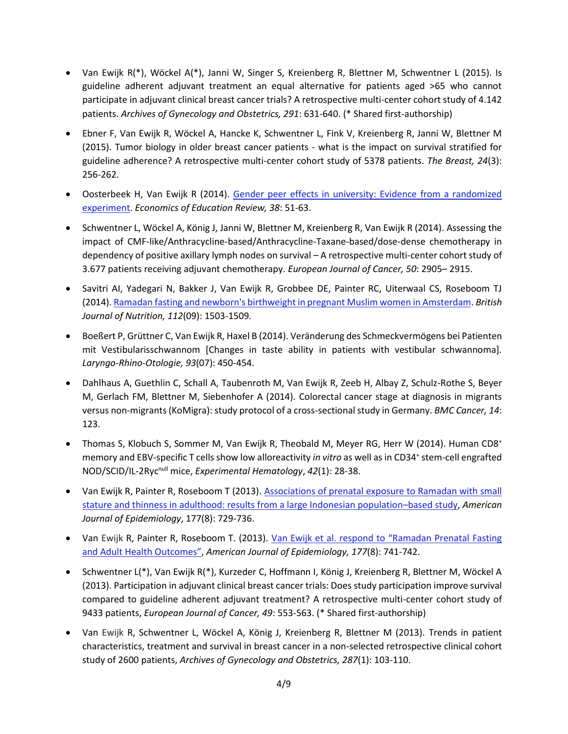- Van Ewijk R(*), Wöckel A(*), Janni W, Singer S, Kreienberg R, Blettner M, Schwentner L (2015). Is guideline adherent adjuvant treatment an equal alternative for patients aged >65 who cannot participate in adjuvant clinical breast cancer trials? A retrospective multi-center cohort study of 4.142 patients. *Archives of Gynecology and Obstetrics, 291*: 631-640. (* Shared first-authorship)

- Ebner F, Van Ewijk R, Wöckel A, Hancke K, Schwentner L, Fink V, Kreienberg R, Janni W, Blettner M (2015). Tumor biology in older breast cancer patients - what is the impact on survival stratified for guideline adherence? A retrospective multi-center cohort study of 5378 patients. *The Breast, 24*(3): 256-262.

- Oosterbeek H, Van Ewijk R (2014). Gender peer effects in university: Evidence from a randomized experiment. *Economics of Education Review, 38*: 51-63.

- Schwentner L, Wöckel A, König J, Janni W, Blettner M, Kreienberg R, Van Ewijk R (2014). Assessing the impact of CMF-like/Anthracycline-based/Anthracycline-Taxane-based/dose-dense chemotherapy in dependency of positive axillary lymph nodes on survival – A retrospective multi-center cohort study of 3.677 patients receiving adjuvant chemotherapy. *European Journal of Cancer, 50*: 2905– 2915.

- Savitri AI, Yadegari N, Bakker J, Van Ewijk R, Grobbee DE, Painter RC, Uiterwaal CS, Roseboom TJ (2014). Ramadan fasting and newborn's birthweight in pregnant Muslim women in Amsterdam. *British Journal of Nutrition, 112*(09): 1503-1509.

- Boeßert P, Grüttner C, Van Ewijk R, Haxel B (2014). Veränderung des Schmeckvermögens bei Patienten mit Vestibularisschwannom [Changes in taste ability in patients with vestibular schwannoma]. *Laryngo-Rhino-Otologie, 93*(07): 450-454.

- Dahlhaus A, Guethlin C, Schall A, Taubenroth M, Van Ewijk R, Zeeb H, Albay Z, Schulz-Rothe S, Beyer M, Gerlach FM, Blettner M, Siebenhofer A (2014). Colorectal cancer stage at diagnosis in migrants versus non-migrants (KoMigra): study protocol of a cross-sectional study in Germany. *BMC Cancer, 14*: 123.

- Thomas S, Klobuch S, Sommer M, Van Ewijk R, Theobald M, Meyer RG, Herr W (2014). Human CD8$^{+}$ memory and EBV-specific T cells show low alloreactivity *in vitro* as well as in CD34$^{+}$ stem-cell engrafted NOD/SCID/IL-2Ryc$^{null}$ mice, *Experimental Hematology*, *42*(1): 28-38.

- Van Ewijk R, Painter R, Roseboom T (2013). Associations of prenatal exposure to Ramadan with small stature and thinness in adulthood: results from a large Indonesian population–based study, *American Journal of Epidemiology*, 177(8): 729-736.

- Van Ewijk R, Painter R, Roseboom T. (2013). Van Ewijk et al. respond to "Ramadan Prenatal Fasting and Adult Health Outcomes", *American Journal of Epidemiology, 177*(8): 741-742.

- Schwentner L(*), Van Ewijk R(*), Kurzeder C, Hoffmann I, König J, Kreienberg R, Blettner M, Wöckel A (2013). Participation in adjuvant clinical breast cancer trials: Does study participation improve survival compared to guideline adherent adjuvant treatment? A retrospective multi-center cohort study of 9433 patients, *European Journal of Cancer, 49*: 553-563. (* Shared first-authorship)

- Van Ewijk R, Schwentner L, Wöckel A, König J, Kreienberg R, Blettner M (2013). Trends in patient characteristics, treatment and survival in breast cancer in a non-selected retrospective clinical cohort study of 2600 patients, *Archives of Gynecology and Obstetrics, 287*(1): 103-110.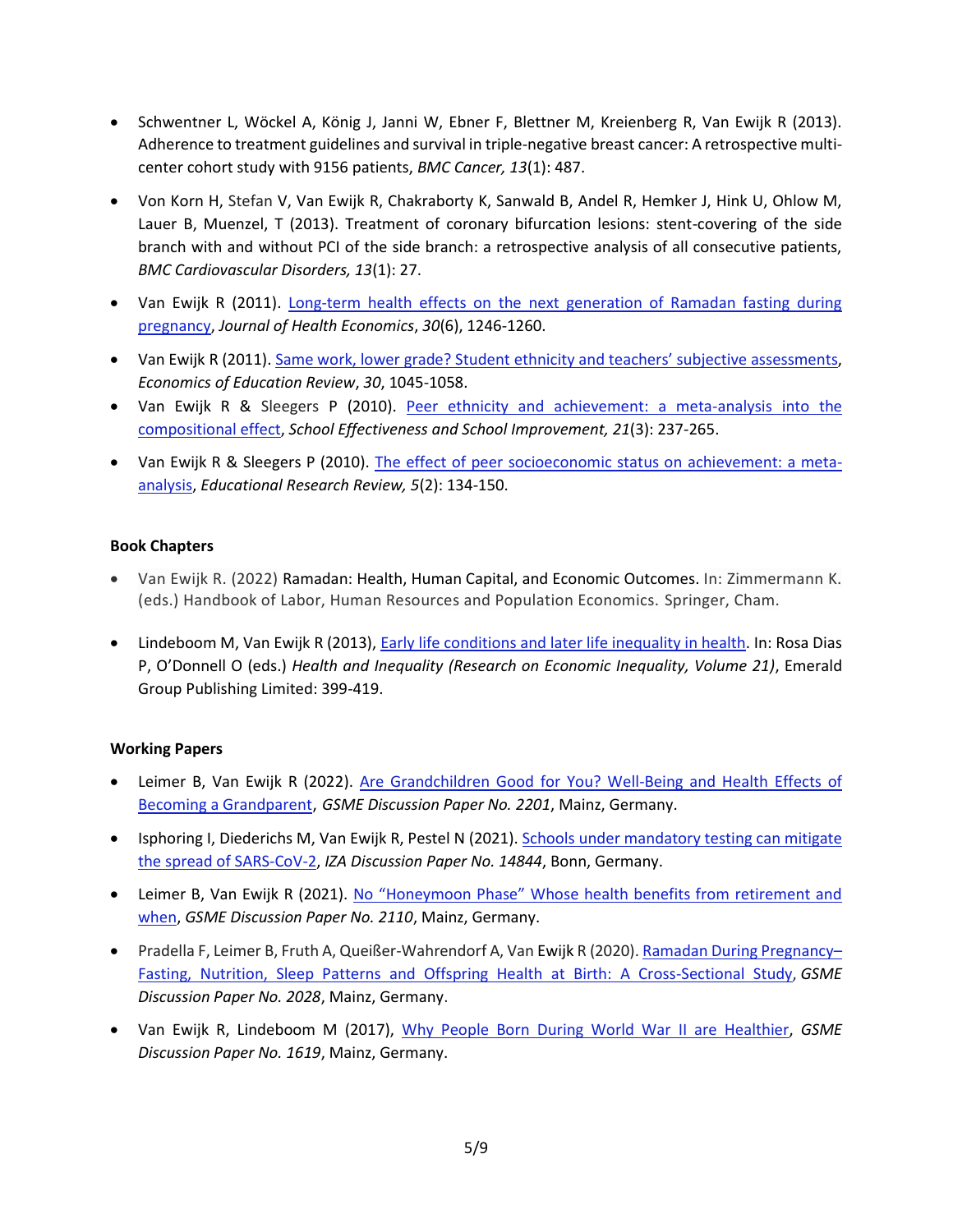- Schwentner L, Wöckel A, König J, Janni W, Ebner F, Blettner M, Kreienberg R, Van Ewijk R (2013). Adherence to treatment guidelines and survival in triple-negative breast cancer: A retrospective multi-center cohort study with 9156 patients, *BMC Cancer, 13*(1): 487.

- Von Korn H, Stefan V, Van Ewijk R, Chakraborty K, Sanwald B, Andel R, Hemker J, Hink U, Ohlow M, Lauer B, Muenzel, T (2013). Treatment of coronary bifurcation lesions: stent-covering of the side branch with and without PCI of the side branch: a retrospective analysis of all consecutive patients, *BMC Cardiovascular Disorders, 13*(1): 27.

- Van Ewijk R (2011). Long-term health effects on the next generation of Ramadan fasting during pregnancy, *Journal of Health Economics*, *30*(6), 1246-1260.

- Van Ewijk R (2011). Same work, lower grade? Student ethnicity and teachers' subjective assessments, *Economics of Education Review*, *30*, 1045-1058.

- Van Ewijk R & Sleegers P (2010). Peer ethnicity and achievement: a meta-analysis into the compositional effect, *School Effectiveness and School Improvement, 21*(3): 237-265.

- Van Ewijk R & Sleegers P (2010). The effect of peer socioeconomic status on achievement: a meta-analysis, *Educational Research Review, 5*(2): 134-150.

**Book Chapters**

- Van Ewijk R. (2022) Ramadan: Health, Human Capital, and Economic Outcomes. In: Zimmermann K. (eds.) Handbook of Labor, Human Resources and Population Economics. Springer, Cham.

- Lindeboom M, Van Ewijk R (2013), Early life conditions and later life inequality in health. In: Rosa Dias P, O'Donnell O (eds.) *Health and Inequality (Research on Economic Inequality, Volume 21)*, Emerald Group Publishing Limited: 399-419.

**Working Papers**

- Leimer B, Van Ewijk R (2022). Are Grandchildren Good for You? Well-Being and Health Effects of Becoming a Grandparent, *GSME Discussion Paper No. 2201*, Mainz, Germany.

- Isphoring I, Diederichs M, Van Ewijk R, Pestel N (2021). Schools under mandatory testing can mitigate the spread of SARS-CoV-2, *IZA Discussion Paper No. 14844*, Bonn, Germany.

- Leimer B, Van Ewijk R (2021). No "Honeymoon Phase" Whose health benefits from retirement and when, *GSME Discussion Paper No. 2110*, Mainz, Germany.

- Pradella F, Leimer B, Fruth A, Queißer-Wahrendorf A, Van Ewijk R (2020). Ramadan During Pregnancy– Fasting, Nutrition, Sleep Patterns and Offspring Health at Birth: A Cross-Sectional Study, *GSME Discussion Paper No. 2028*, Mainz, Germany.

- Van Ewijk R, Lindeboom M (2017), Why People Born During World War II are Healthier, *GSME Discussion Paper No. 1619*, Mainz, Germany.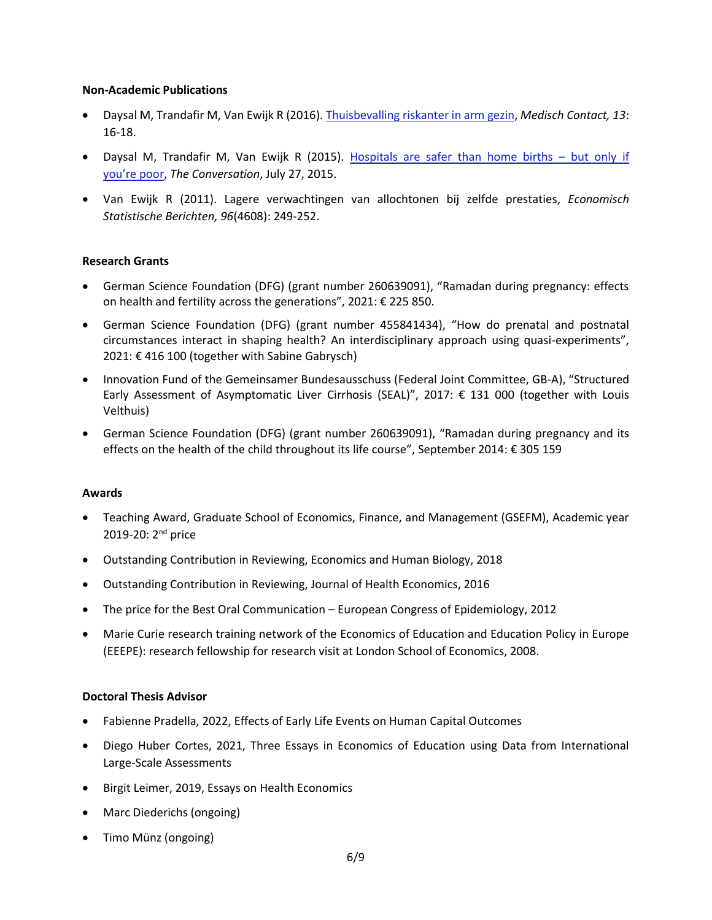**Non-Academic Publications**

- Daysal M, Trandafir M, Van Ewijk R (2016). Thuisbevalling riskanter in arm gezin, *Medisch Contact, 13*: 16-18.
- Daysal M, Trandafir M, Van Ewijk R (2015). Hospitals are safer than home births – but only if you're poor, *The Conversation*, July 27, 2015.
- Van Ewijk R (2011). Lagere verwachtingen van allochtonen bij zelfde prestaties, *Economisch Statistische Berichten, 96*(4608): 249-252.

**Research Grants**

- German Science Foundation (DFG) (grant number 260639091), "Ramadan during pregnancy: effects on health and fertility across the generations", 2021: € 225 850.
- German Science Foundation (DFG) (grant number 455841434), "How do prenatal and postnatal circumstances interact in shaping health? An interdisciplinary approach using quasi-experiments", 2021: € 416 100 (together with Sabine Gabrysch)
- Innovation Fund of the Gemeinsamer Bundesausschuss (Federal Joint Committee, GB-A), "Structured Early Assessment of Asymptomatic Liver Cirrhosis (SEAL)", 2017: € 131 000 (together with Louis Velthuis)
- German Science Foundation (DFG) (grant number 260639091), "Ramadan during pregnancy and its effects on the health of the child throughout its life course", September 2014: € 305 159

**Awards**

- Teaching Award, Graduate School of Economics, Finance, and Management (GSEFM), Academic year 2019-20: 2nd price
- Outstanding Contribution in Reviewing, Economics and Human Biology, 2018
- Outstanding Contribution in Reviewing, Journal of Health Economics, 2016
- The price for the Best Oral Communication – European Congress of Epidemiology, 2012
- Marie Curie research training network of the Economics of Education and Education Policy in Europe (EEEPE): research fellowship for research visit at London School of Economics, 2008.

**Doctoral Thesis Advisor**

- Fabienne Pradella, 2022, Effects of Early Life Events on Human Capital Outcomes
- Diego Huber Cortes, 2021, Three Essays in Economics of Education using Data from International Large-Scale Assessments
- Birgit Leimer, 2019, Essays on Health Economics
- Marc Diederichs (ongoing)
- Timo Münz (ongoing)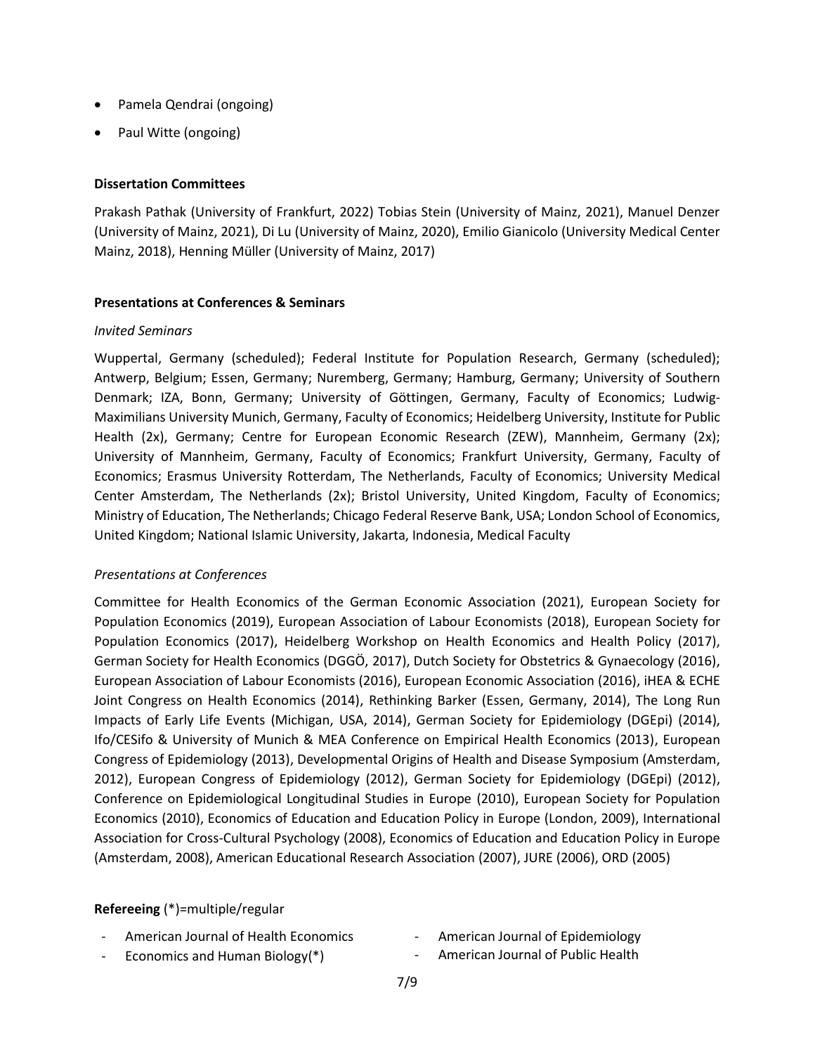- Pamela Qendrai (ongoing)
- Paul Witte (ongoing)

**Dissertation Committees**

Prakash Pathak (University of Frankfurt, 2022) Tobias Stein (University of Mainz, 2021), Manuel Denzer (University of Mainz, 2021), Di Lu (University of Mainz, 2020), Emilio Gianicolo (University Medical Center Mainz, 2018), Henning Müller (University of Mainz, 2017)

**Presentations at Conferences & Seminars**

*Invited Seminars*

Wuppertal, Germany (scheduled); Federal Institute for Population Research, Germany (scheduled); Antwerp, Belgium; Essen, Germany; Nuremberg, Germany; Hamburg, Germany; University of Southern Denmark; IZA, Bonn, Germany; University of Göttingen, Germany, Faculty of Economics; Ludwig-Maximilians University Munich, Germany, Faculty of Economics; Heidelberg University, Institute for Public Health (2x), Germany; Centre for European Economic Research (ZEW), Mannheim, Germany (2x); University of Mannheim, Germany, Faculty of Economics; Frankfurt University, Germany, Faculty of Economics; Erasmus University Rotterdam, The Netherlands, Faculty of Economics; University Medical Center Amsterdam, The Netherlands (2x); Bristol University, United Kingdom, Faculty of Economics; Ministry of Education, The Netherlands; Chicago Federal Reserve Bank, USA; London School of Economics, United Kingdom; National Islamic University, Jakarta, Indonesia, Medical Faculty

*Presentations at Conferences*

Committee for Health Economics of the German Economic Association (2021), European Society for Population Economics (2019), European Association of Labour Economists (2018), European Society for Population Economics (2017), Heidelberg Workshop on Health Economics and Health Policy (2017), German Society for Health Economics (DGGÖ, 2017), Dutch Society for Obstetrics & Gynaecology (2016), European Association of Labour Economists (2016), European Economic Association (2016), iHEA & ECHE Joint Congress on Health Economics (2014), Rethinking Barker (Essen, Germany, 2014), The Long Run Impacts of Early Life Events (Michigan, USA, 2014), German Society for Epidemiology (DGEpi) (2014), Ifo/CESifo & University of Munich & MEA Conference on Empirical Health Economics (2013), European Congress of Epidemiology (2013), Developmental Origins of Health and Disease Symposium (Amsterdam, 2012), European Congress of Epidemiology (2012), German Society for Epidemiology (DGEpi) (2012), Conference on Epidemiological Longitudinal Studies in Europe (2010), European Society for Population Economics (2010), Economics of Education and Education Policy in Europe (London, 2009), International Association for Cross-Cultural Psychology (2008), Economics of Education and Education Policy in Europe (Amsterdam, 2008), American Educational Research Association (2007), JURE (2006), ORD (2005)

**Refereeing** (*)=multiple/regular

- American Journal of Health Economics
- Economics and Human Biology(*)
- American Journal of Epidemiology
- American Journal of Public Health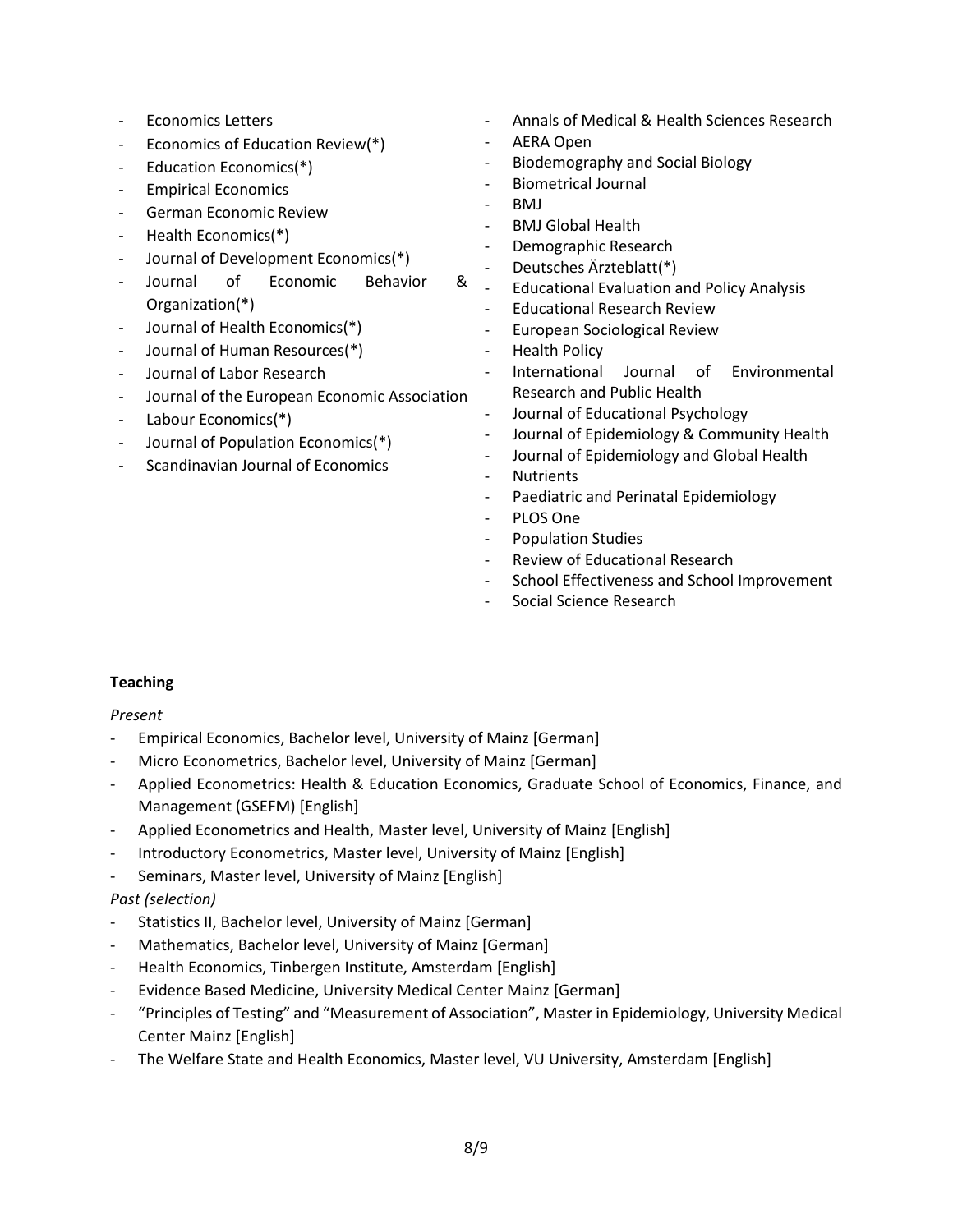- Economics Letters
- Economics of Education Review(*)
- Education Economics(*)
- Empirical Economics
- German Economic Review
- Health Economics(*)
- Journal of Development Economics(*)
- Journal of Economic Behavior & Organization(*)
- Journal of Health Economics(*)
- Journal of Human Resources(*)
- Journal of Labor Research
- Journal of the European Economic Association
- Labour Economics(*)
- Journal of Population Economics(*)
- Scandinavian Journal of Economics

- Annals of Medical & Health Sciences Research
- AERA Open
- Biodemography and Social Biology
- Biometrical Journal
- BMJ
- BMJ Global Health
- Demographic Research
- Deutsches Ärzteblatt(*)
- Educational Evaluation and Policy Analysis
- Educational Research Review
- European Sociological Review
- Health Policy
- International Journal of Environmental Research and Public Health
- Journal of Educational Psychology
- Journal of Epidemiology & Community Health
- Journal of Epidemiology and Global Health
- Nutrients
- Paediatric and Perinatal Epidemiology
- PLOS One
- Population Studies
- Review of Educational Research
- School Effectiveness and School Improvement
- Social Science Research

**Teaching**

*Present*

- Empirical Economics, Bachelor level, University of Mainz [German]
- Micro Econometrics, Bachelor level, University of Mainz [German]
- Applied Econometrics: Health & Education Economics, Graduate School of Economics, Finance, and Management (GSEFM) [English]
- Applied Econometrics and Health, Master level, University of Mainz [English]
- Introductory Econometrics, Master level, University of Mainz [English]
- Seminars, Master level, University of Mainz [English]

*Past (selection)*

- Statistics II, Bachelor level, University of Mainz [German]
- Mathematics, Bachelor level, University of Mainz [German]
- Health Economics, Tinbergen Institute, Amsterdam [English]
- Evidence Based Medicine, University Medical Center Mainz [German]
- "Principles of Testing" and "Measurement of Association", Master in Epidemiology, University Medical Center Mainz [English]
- The Welfare State and Health Economics, Master level, VU University, Amsterdam [English]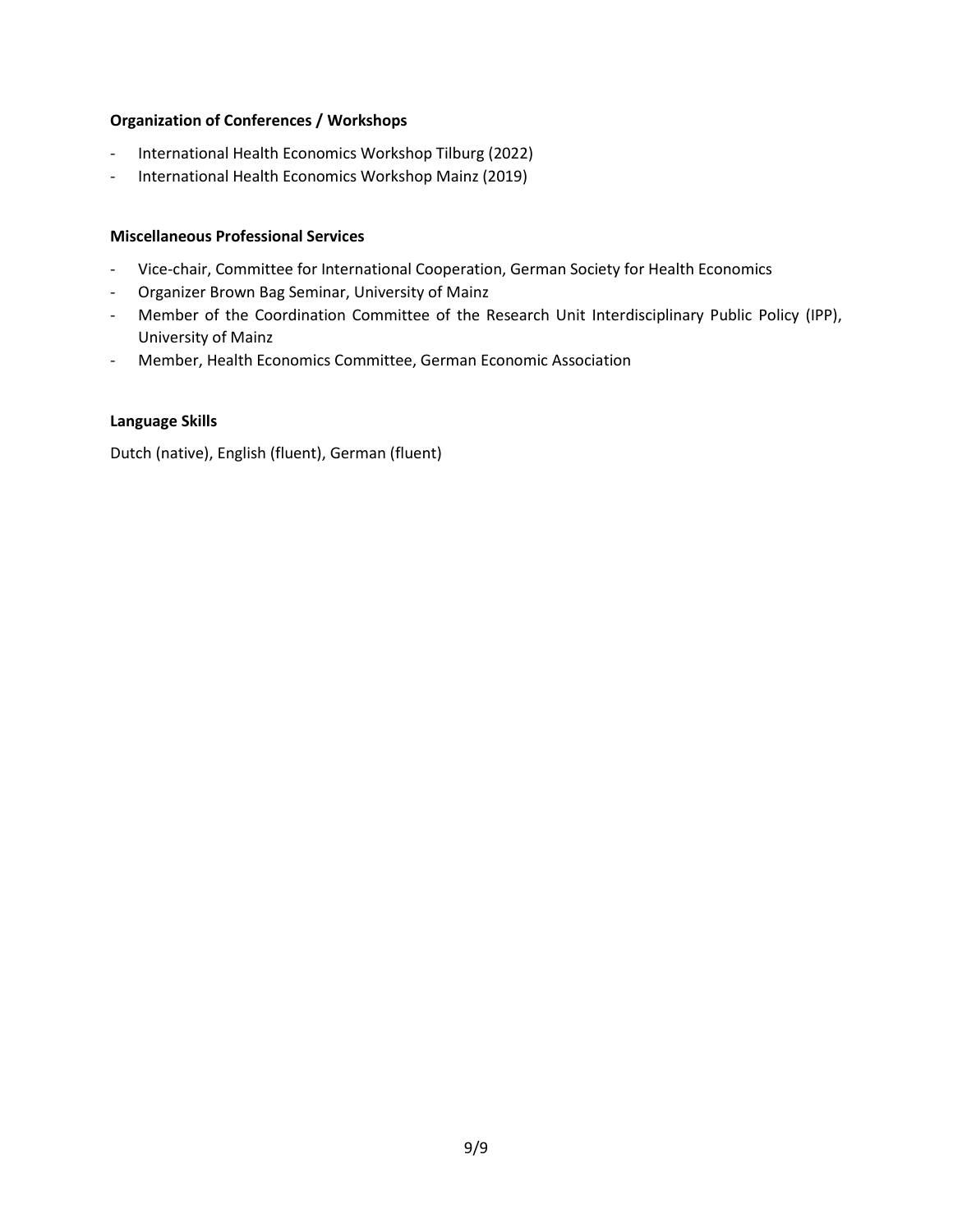**Organization of Conferences / Workshops**

- International Health Economics Workshop Tilburg (2022)
- International Health Economics Workshop Mainz (2019)

**Miscellaneous Professional Services**

- Vice-chair, Committee for International Cooperation, German Society for Health Economics
- Organizer Brown Bag Seminar, University of Mainz
- Member of the Coordination Committee of the Research Unit Interdisciplinary Public Policy (IPP), University of Mainz
- Member, Health Economics Committee, German Economic Association

**Language Skills**

Dutch (native), English (fluent), German (fluent)